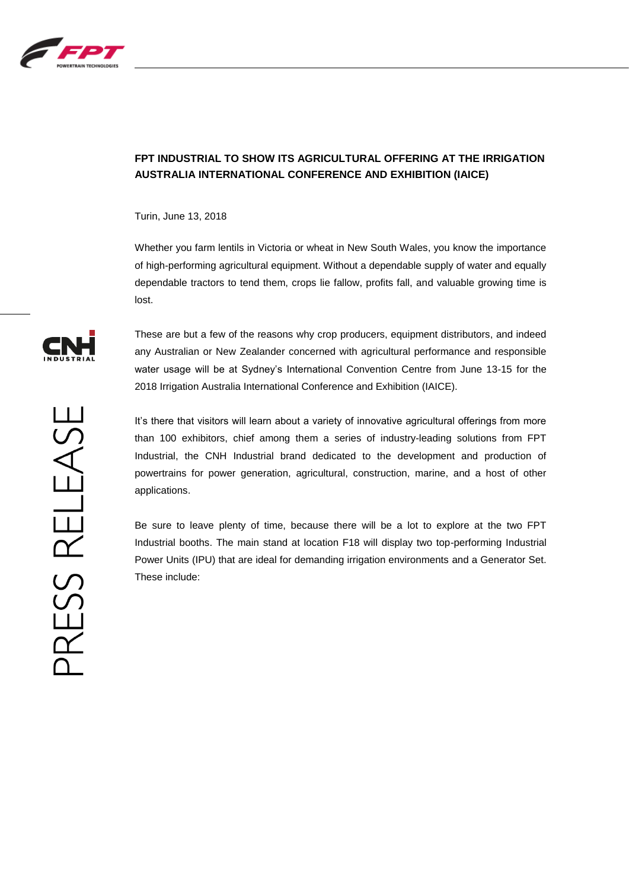# FPT INDUSTRIAL TO SHOW ITS AGRICULTURAL OFFERING AT THE IRRIGATION AUSTRALIA INTERNATIONAL CONFERENCE AND EXHIBITION (IAICE)

Turin, June 13, 2018

Whether you farm lentils in Victoria or wheat in New South Wales, you know the importance of high-performing agricultural equipment. Without a dependable supply of water and equally dependable tractors to tend them, crops lie fallow, profits fall, and valuable growing time is lost.

These are but a few of the reasons why crop producers, equipment distributors, and indeed any Australian or New Zealander concerned with agricultural performance and responsible water usage will be at Sydney's International Convention Centre from June 13-15 for the 2018 Irrigation Australia International Conference and Exhibition (IAICE).

It's there that visitors will learn about a variety of innovative agricultural offerings from more than 100 exhibitors, chief among them a series of industry-leading solutions from FPT Industrial, the CNH Industrial brand dedicated to the development and production of powertrains for power generation, agricultural, construction, marine, and a host of other applications.

Be sure to leave plenty of time, because there will be a lot to explore at the two FPT Industrial booths. The main stand at location F18 will display two top-performing Industrial Power Units (IPU) that are ideal for demanding irrigation environments and a Generator Set. These include: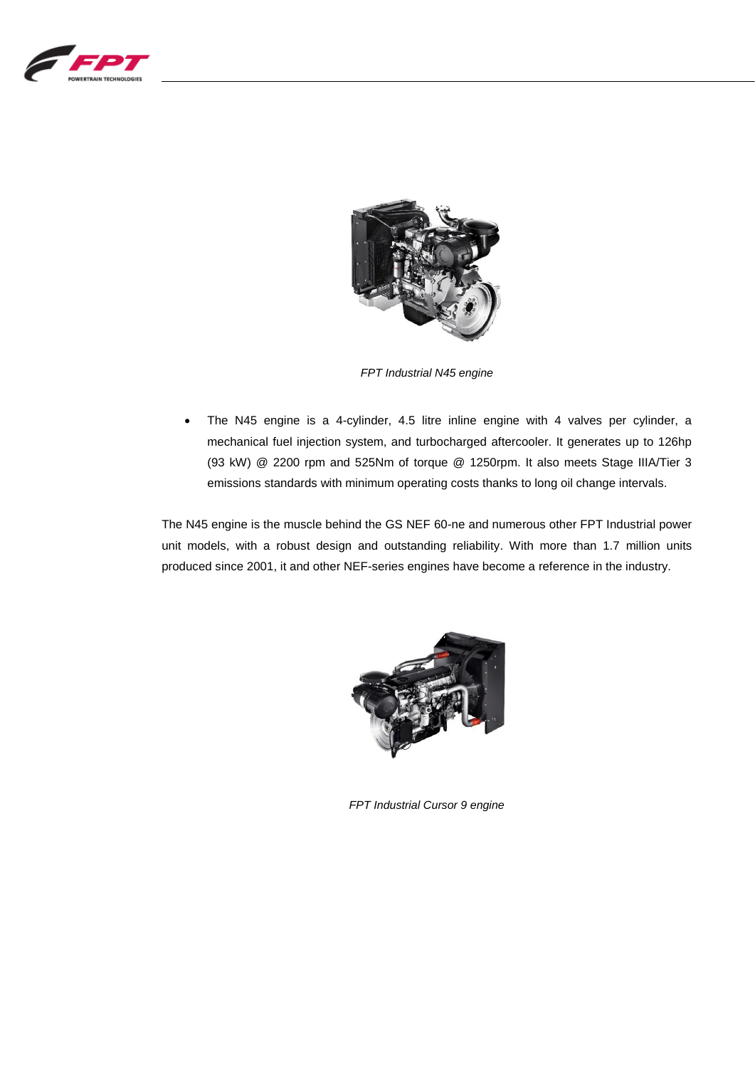*FPT Industrial N45 engine*

- The N45 engine is a 4-cylinder, 4.5 litre inline engine with 4 valves per cylinder, a mechanical fuel injection system, and turbocharged aftercooler. It generates up to 126hp (93 kW) @ 2200 rpm and 525Nm of torque @ 1250rpm. It also meets Stage IIIA/Tier 3 emissions standards with minimum operating costs thanks to long oil change intervals.

The N45 engine is the muscle behind the GS NEF 60-ne and numerous other FPT Industrial power unit models, with a robust design and outstanding reliability. With more than 1.7 million units produced since 2001, it and other NEF-series engines have become a reference in the industry.

*FPT Industrial Cursor 9 engine*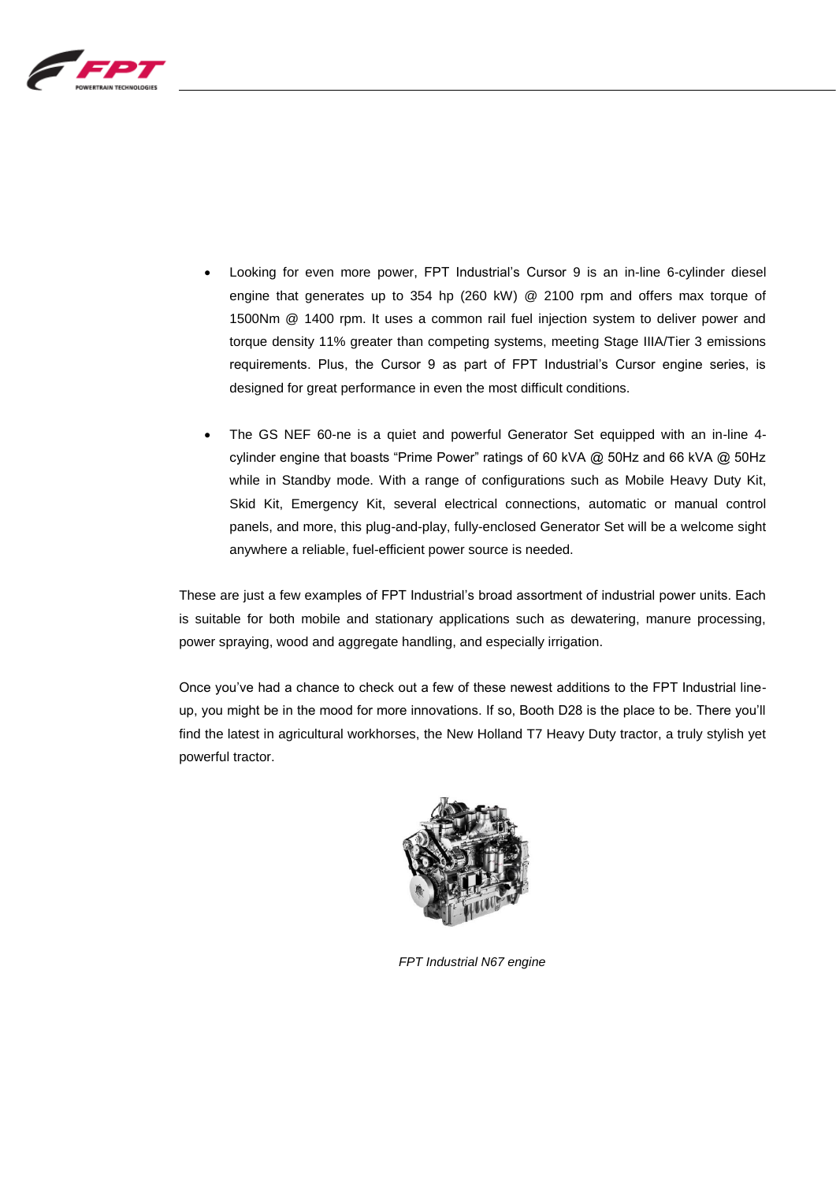- Looking for even more power, FPT Industrial's Cursor 9 is an in-line 6-cylinder diesel engine that generates up to 354 hp (260 kW) @ 2100 rpm and offers max torque of 1500Nm @ 1400 rpm. It uses a common rail fuel injection system to deliver power and torque density 11% greater than competing systems, meeting Stage IIIA/Tier 3 emissions requirements. Plus, the Cursor 9 as part of FPT Industrial's Cursor engine series, is designed for great performance in even the most difficult conditions.

- The GS NEF 60-ne is a quiet and powerful Generator Set equipped with an in-line 4-cylinder engine that boasts "Prime Power" ratings of 60 kVA @ 50Hz and 66 kVA @ 50Hz while in Standby mode. With a range of configurations such as Mobile Heavy Duty Kit, Skid Kit, Emergency Kit, several electrical connections, automatic or manual control panels, and more, this plug-and-play, fully-enclosed Generator Set will be a welcome sight anywhere a reliable, fuel-efficient power source is needed.

These are just a few examples of FPT Industrial's broad assortment of industrial power units. Each is suitable for both mobile and stationary applications such as dewatering, manure processing, power spraying, wood and aggregate handling, and especially irrigation.

Once you've had a chance to check out a few of these newest additions to the FPT Industrial line-up, you might be in the mood for more innovations. If so, Booth D28 is the place to be. There you'll find the latest in agricultural workhorses, the New Holland T7 Heavy Duty tractor, a truly stylish yet powerful tractor.

*FPT Industrial N67 engine*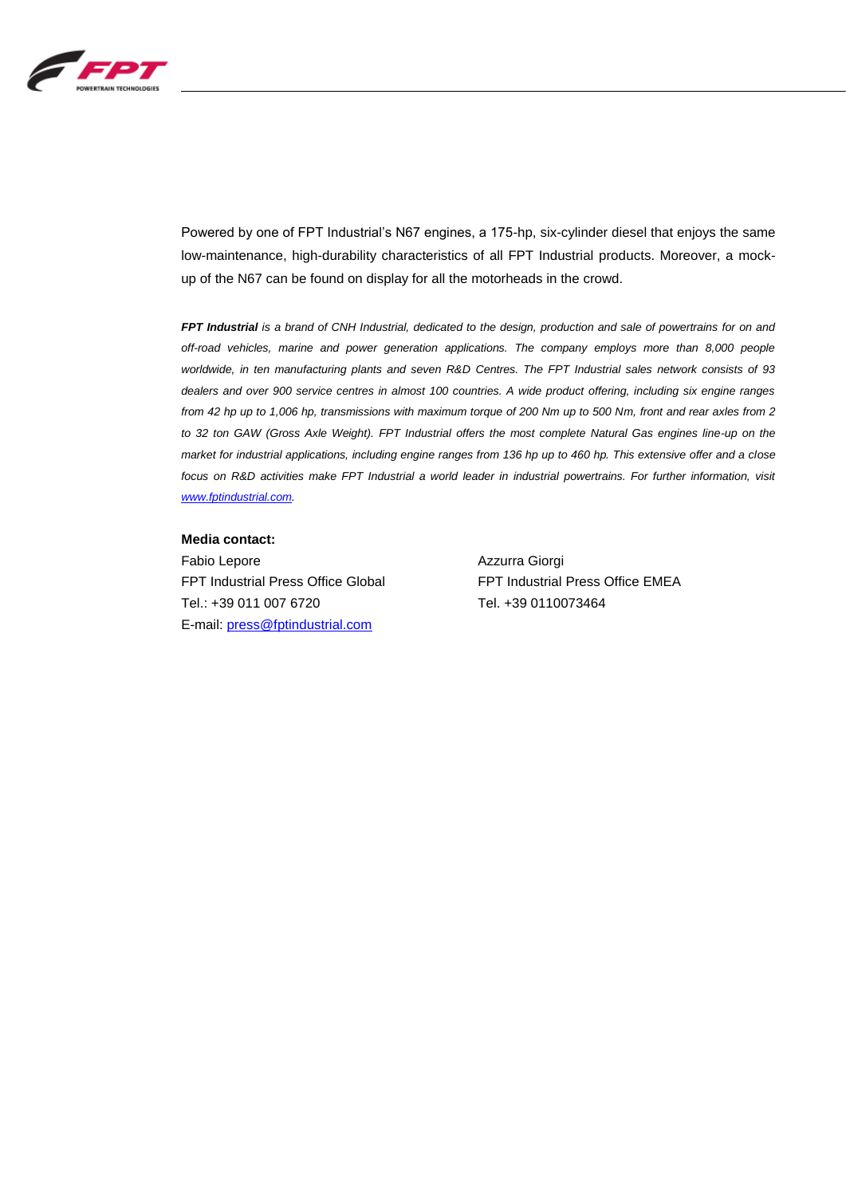Powered by one of FPT Industrial's N67 engines, a 175-hp, six-cylinder diesel that enjoys the same low-maintenance, high-durability characteristics of all FPT Industrial products. Moreover, a mock-up of the N67 can be found on display for all the motorheads in the crowd.

***FPT Industrial** is a brand of CNH Industrial, dedicated to the design, production and sale of powertrains for on and off-road vehicles, marine and power generation applications. The company employs more than 8,000 people worldwide, in ten manufacturing plants and seven R&D Centres. The FPT Industrial sales network consists of 93 dealers and over 900 service centres in almost 100 countries. A wide product offering, including six engine ranges from 42 hp up to 1,006 hp, transmissions with maximum torque of 200 Nm up to 500 Nm, front and rear axles from 2 to 32 ton GAW (Gross Axle Weight). FPT Industrial offers the most complete Natural Gas engines line-up on the market for industrial applications, including engine ranges from 136 hp up to 460 hp. This extensive offer and a close focus on R&D activities make FPT Industrial a world leader in industrial powertrains. For further information, visit [www.fptindustrial.com](http://www.fptindustrial.com).*

**Media contact:**

Fabio Lepore
FPT Industrial Press Office Global
Tel.: +39 011 007 6720
E-mail: press@fptindustrial.com

Azzurra Giorgi
FPT Industrial Press Office EMEA
Tel. +39 0110073464